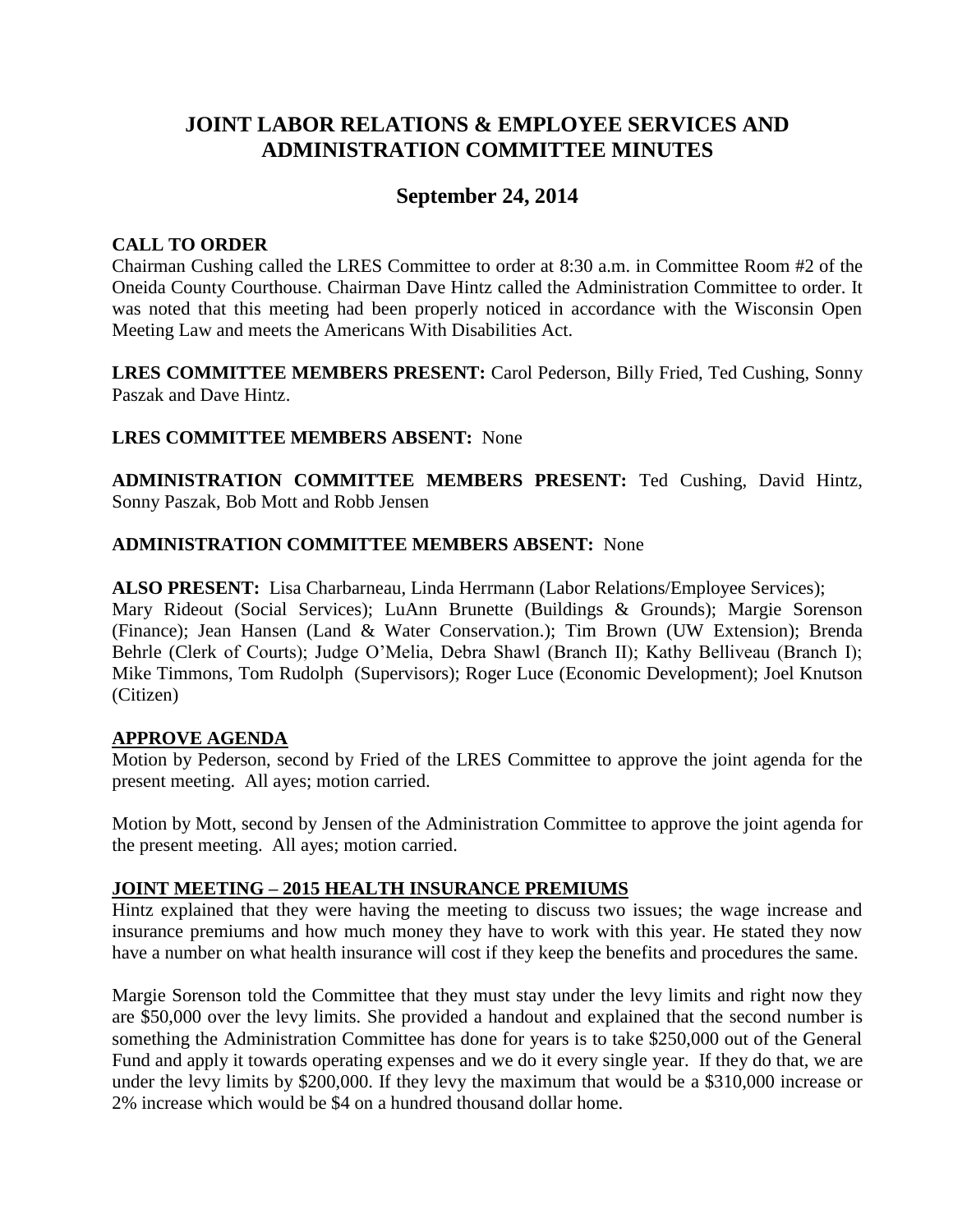# JOINT LABOR RELATIONS & EMPLOYEE SERVICES AND ADMINISTRATION COMMITTEE MINUTES

## September 24, 2014

**CALL TO ORDER**

Chairman Cushing called the LRES Committee to order at 8:30 a.m. in Committee Room #2 of the Oneida County Courthouse. Chairman Dave Hintz called the Administration Committee to order. It was noted that this meeting had been properly noticed in accordance with the Wisconsin Open Meeting Law and meets the Americans With Disabilities Act.

**LRES COMMITTEE MEMBERS PRESENT:** Carol Pederson, Billy Fried, Ted Cushing, Sonny Paszak and Dave Hintz.

**LRES COMMITTEE MEMBERS ABSENT:** None

**ADMINISTRATION COMMITTEE MEMBERS PRESENT:** Ted Cushing, David Hintz, Sonny Paszak, Bob Mott and Robb Jensen

**ADMINISTRATION COMMITTEE MEMBERS ABSENT:** None

**ALSO PRESENT:** Lisa Charbarneau, Linda Herrmann (Labor Relations/Employee Services); Mary Rideout (Social Services); LuAnn Brunette (Buildings & Grounds); Margie Sorenson (Finance); Jean Hansen (Land & Water Conservation.); Tim Brown (UW Extension); Brenda Behrle (Clerk of Courts); Judge O'Melia, Debra Shawl (Branch II); Kathy Belliveau (Branch I); Mike Timmons, Tom Rudolph (Supervisors); Roger Luce (Economic Development); Joel Knutson (Citizen)

**APPROVE AGENDA**

Motion by Pederson, second by Fried of the LRES Committee to approve the joint agenda for the present meeting. All ayes; motion carried.

Motion by Mott, second by Jensen of the Administration Committee to approve the joint agenda for the present meeting. All ayes; motion carried.

**JOINT MEETING – 2015 HEALTH INSURANCE PREMIUMS**

Hintz explained that they were having the meeting to discuss two issues; the wage increase and insurance premiums and how much money they have to work with this year. He stated they now have a number on what health insurance will cost if they keep the benefits and procedures the same.

Margie Sorenson told the Committee that they must stay under the levy limits and right now they are $50,000 over the levy limits. She provided a handout and explained that the second number is something the Administration Committee has done for years is to take $250,000 out of the General Fund and apply it towards operating expenses and we do it every single year. If they do that, we are under the levy limits by $200,000. If they levy the maximum that would be a $310,000 increase or 2% increase which would be $4 on a hundred thousand dollar home.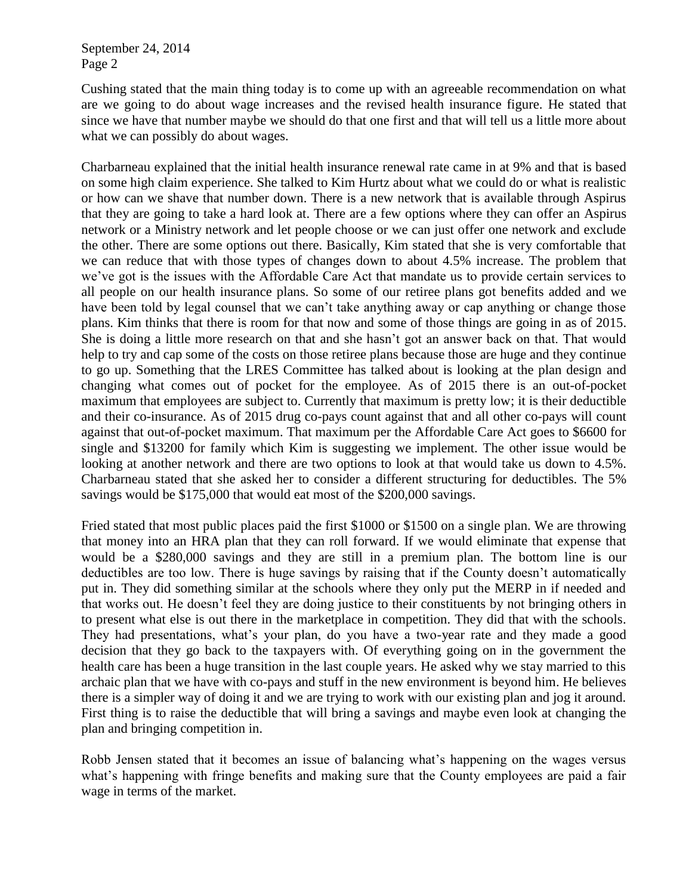Cushing stated that the main thing today is to come up with an agreeable recommendation on what are we going to do about wage increases and the revised health insurance figure. He stated that since we have that number maybe we should do that one first and that will tell us a little more about what we can possibly do about wages.

Charbarneau explained that the initial health insurance renewal rate came in at 9% and that is based on some high claim experience. She talked to Kim Hurtz about what we could do or what is realistic or how can we shave that number down. There is a new network that is available through Aspirus that they are going to take a hard look at. There are a few options where they can offer an Aspirus network or a Ministry network and let people choose or we can just offer one network and exclude the other. There are some options out there. Basically, Kim stated that she is very comfortable that we can reduce that with those types of changes down to about 4.5% increase. The problem that we've got is the issues with the Affordable Care Act that mandate us to provide certain services to all people on our health insurance plans. So some of our retiree plans got benefits added and we have been told by legal counsel that we can't take anything away or cap anything or change those plans. Kim thinks that there is room for that now and some of those things are going in as of 2015. She is doing a little more research on that and she hasn't got an answer back on that. That would help to try and cap some of the costs on those retiree plans because those are huge and they continue to go up. Something that the LRES Committee has talked about is looking at the plan design and changing what comes out of pocket for the employee. As of 2015 there is an out-of-pocket maximum that employees are subject to. Currently that maximum is pretty low; it is their deductible and their co-insurance. As of 2015 drug co-pays count against that and all other co-pays will count against that out-of-pocket maximum. That maximum per the Affordable Care Act goes to $6600 for single and $13200 for family which Kim is suggesting we implement. The other issue would be looking at another network and there are two options to look at that would take us down to 4.5%. Charbarneau stated that she asked her to consider a different structuring for deductibles. The 5% savings would be $175,000 that would eat most of the $200,000 savings.

Fried stated that most public places paid the first $1000 or $1500 on a single plan. We are throwing that money into an HRA plan that they can roll forward. If we would eliminate that expense that would be a $280,000 savings and they are still in a premium plan. The bottom line is our deductibles are too low. There is huge savings by raising that if the County doesn't automatically put in. They did something similar at the schools where they only put the MERP in if needed and that works out. He doesn't feel they are doing justice to their constituents by not bringing others in to present what else is out there in the marketplace in competition. They did that with the schools. They had presentations, what's your plan, do you have a two-year rate and they made a good decision that they go back to the taxpayers with. Of everything going on in the government the health care has been a huge transition in the last couple years. He asked why we stay married to this archaic plan that we have with co-pays and stuff in the new environment is beyond him. He believes there is a simpler way of doing it and we are trying to work with our existing plan and jog it around. First thing is to raise the deductible that will bring a savings and maybe even look at changing the plan and bringing competition in.

Robb Jensen stated that it becomes an issue of balancing what's happening on the wages versus what's happening with fringe benefits and making sure that the County employees are paid a fair wage in terms of the market.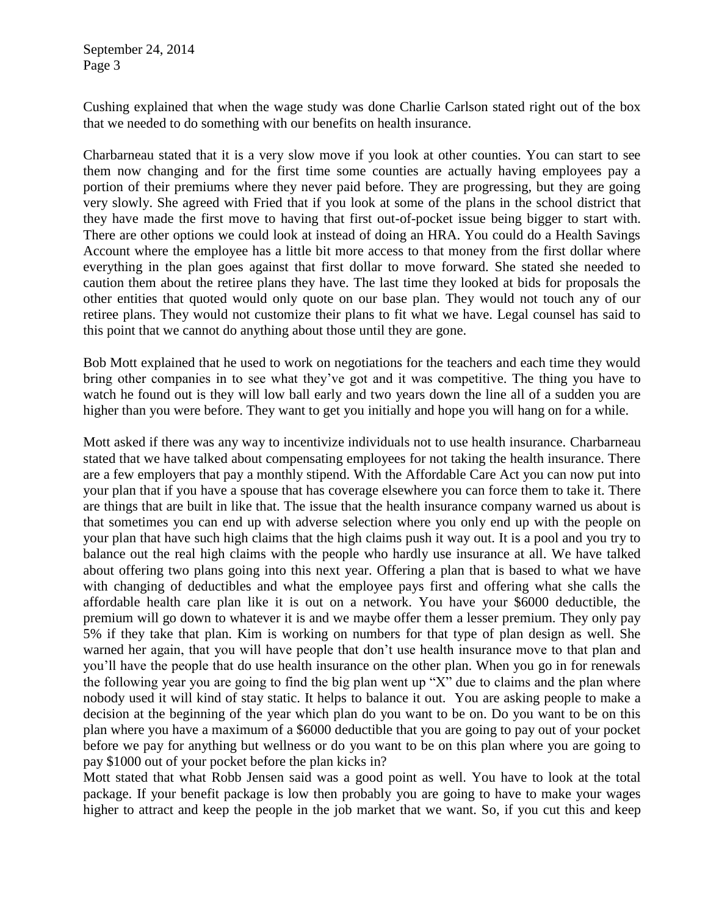Cushing explained that when the wage study was done Charlie Carlson stated right out of the box that we needed to do something with our benefits on health insurance.

Charbarneau stated that it is a very slow move if you look at other counties. You can start to see them now changing and for the first time some counties are actually having employees pay a portion of their premiums where they never paid before. They are progressing, but they are going very slowly. She agreed with Fried that if you look at some of the plans in the school district that they have made the first move to having that first out-of-pocket issue being bigger to start with. There are other options we could look at instead of doing an HRA. You could do a Health Savings Account where the employee has a little bit more access to that money from the first dollar where everything in the plan goes against that first dollar to move forward. She stated she needed to caution them about the retiree plans they have. The last time they looked at bids for proposals the other entities that quoted would only quote on our base plan. They would not touch any of our retiree plans. They would not customize their plans to fit what we have. Legal counsel has said to this point that we cannot do anything about those until they are gone.

Bob Mott explained that he used to work on negotiations for the teachers and each time they would bring other companies in to see what they've got and it was competitive. The thing you have to watch he found out is they will low ball early and two years down the line all of a sudden you are higher than you were before. They want to get you initially and hope you will hang on for a while.

Mott asked if there was any way to incentivize individuals not to use health insurance. Charbarneau stated that we have talked about compensating employees for not taking the health insurance. There are a few employers that pay a monthly stipend. With the Affordable Care Act you can now put into your plan that if you have a spouse that has coverage elsewhere you can force them to take it. There are things that are built in like that. The issue that the health insurance company warned us about is that sometimes you can end up with adverse selection where you only end up with the people on your plan that have such high claims that the high claims push it way out. It is a pool and you try to balance out the real high claims with the people who hardly use insurance at all. We have talked about offering two plans going into this next year. Offering a plan that is based to what we have with changing of deductibles and what the employee pays first and offering what she calls the affordable health care plan like it is out on a network. You have your $6000 deductible, the premium will go down to whatever it is and we maybe offer them a lesser premium. They only pay 5% if they take that plan. Kim is working on numbers for that type of plan design as well. She warned her again, that you will have people that don't use health insurance move to that plan and you'll have the people that do use health insurance on the other plan. When you go in for renewals the following year you are going to find the big plan went up "X" due to claims and the plan where nobody used it will kind of stay static. It helps to balance it out. You are asking people to make a decision at the beginning of the year which plan do you want to be on. Do you want to be on this plan where you have a maximum of a $6000 deductible that you are going to pay out of your pocket before we pay for anything but wellness or do you want to be on this plan where you are going to pay $1000 out of your pocket before the plan kicks in?

Mott stated that what Robb Jensen said was a good point as well. You have to look at the total package. If your benefit package is low then probably you are going to have to make your wages higher to attract and keep the people in the job market that we want. So, if you cut this and keep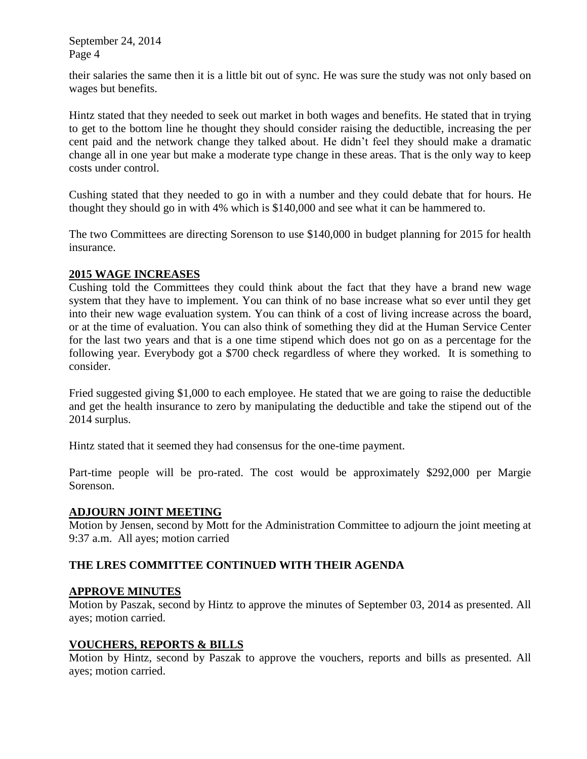their salaries the same then it is a little bit out of sync. He was sure the study was not only based on wages but benefits.

Hintz stated that they needed to seek out market in both wages and benefits. He stated that in trying to get to the bottom line he thought they should consider raising the deductible, increasing the per cent paid and the network change they talked about. He didn't feel they should make a dramatic change all in one year but make a moderate type change in these areas. That is the only way to keep costs under control.

Cushing stated that they needed to go in with a number and they could debate that for hours. He thought they should go in with 4% which is $140,000 and see what it can be hammered to.

The two Committees are directing Sorenson to use $140,000 in budget planning for 2015 for health insurance.

## 2015 WAGE INCREASES

Cushing told the Committees they could think about the fact that they have a brand new wage system that they have to implement. You can think of no base increase what so ever until they get into their new wage evaluation system. You can think of a cost of living increase across the board, or at the time of evaluation. You can also think of something they did at the Human Service Center for the last two years and that is a one time stipend which does not go on as a percentage for the following year. Everybody got a $700 check regardless of where they worked. It is something to consider.

Fried suggested giving $1,000 to each employee. He stated that we are going to raise the deductible and get the health insurance to zero by manipulating the deductible and take the stipend out of the 2014 surplus.

Hintz stated that it seemed they had consensus for the one-time payment.

Part-time people will be pro-rated. The cost would be approximately $292,000 per Margie Sorenson.

## ADJOURN JOINT MEETING

Motion by Jensen, second by Mott for the Administration Committee to adjourn the joint meeting at 9:37 a.m. All ayes; motion carried

## THE LRES COMMITTEE CONTINUED WITH THEIR AGENDA

## APPROVE MINUTES

Motion by Paszak, second by Hintz to approve the minutes of September 03, 2014 as presented. All ayes; motion carried.

## VOUCHERS, REPORTS & BILLS

Motion by Hintz, second by Paszak to approve the vouchers, reports and bills as presented. All ayes; motion carried.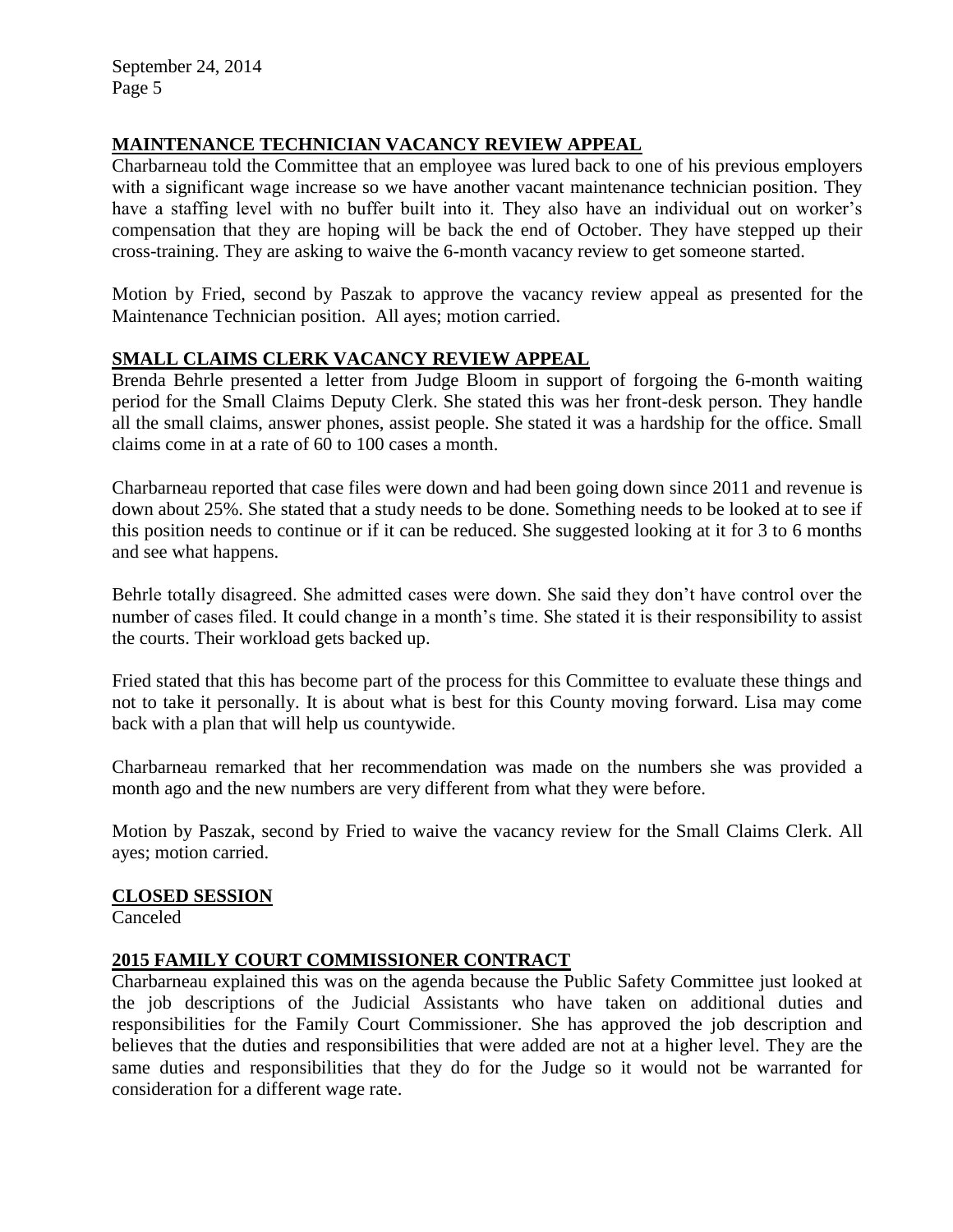## MAINTENANCE TECHNICIAN VACANCY REVIEW APPEAL

Charbarneau told the Committee that an employee was lured back to one of his previous employers with a significant wage increase so we have another vacant maintenance technician position. They have a staffing level with no buffer built into it. They also have an individual out on worker's compensation that they are hoping will be back the end of October. They have stepped up their cross-training. They are asking to waive the 6-month vacancy review to get someone started.

Motion by Fried, second by Paszak to approve the vacancy review appeal as presented for the Maintenance Technician position. All ayes; motion carried.

## SMALL CLAIMS CLERK VACANCY REVIEW APPEAL

Brenda Behrle presented a letter from Judge Bloom in support of forgoing the 6-month waiting period for the Small Claims Deputy Clerk. She stated this was her front-desk person. They handle all the small claims, answer phones, assist people. She stated it was a hardship for the office. Small claims come in at a rate of 60 to 100 cases a month.

Charbarneau reported that case files were down and had been going down since 2011 and revenue is down about 25%. She stated that a study needs to be done. Something needs to be looked at to see if this position needs to continue or if it can be reduced. She suggested looking at it for 3 to 6 months and see what happens.

Behrle totally disagreed. She admitted cases were down. She said they don't have control over the number of cases filed. It could change in a month's time. She stated it is their responsibility to assist the courts. Their workload gets backed up.

Fried stated that this has become part of the process for this Committee to evaluate these things and not to take it personally. It is about what is best for this County moving forward. Lisa may come back with a plan that will help us countywide.

Charbarneau remarked that her recommendation was made on the numbers she was provided a month ago and the new numbers are very different from what they were before.

Motion by Paszak, second by Fried to waive the vacancy review for the Small Claims Clerk. All ayes; motion carried.

## CLOSED SESSION

Canceled

## 2015 FAMILY COURT COMMISSIONER CONTRACT

Charbarneau explained this was on the agenda because the Public Safety Committee just looked at the job descriptions of the Judicial Assistants who have taken on additional duties and responsibilities for the Family Court Commissioner. She has approved the job description and believes that the duties and responsibilities that were added are not at a higher level. They are the same duties and responsibilities that they do for the Judge so it would not be warranted for consideration for a different wage rate.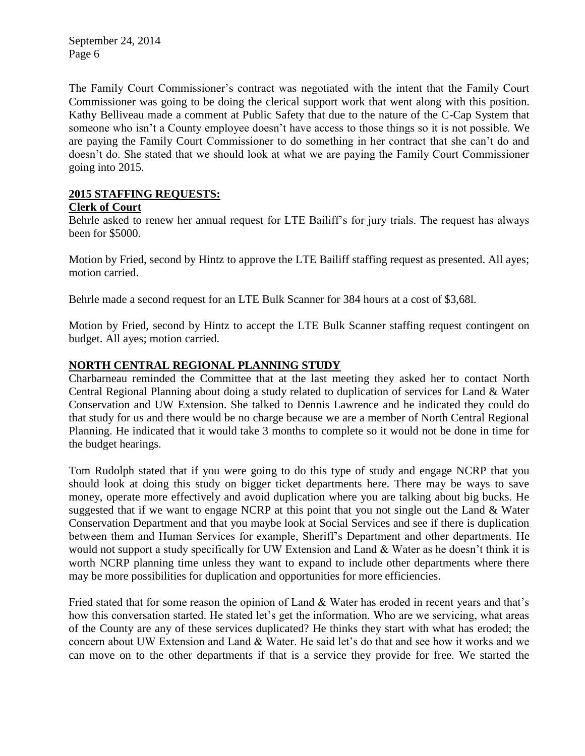The Family Court Commissioner's contract was negotiated with the intent that the Family Court Commissioner was going to be doing the clerical support work that went along with this position. Kathy Belliveau made a comment at Public Safety that due to the nature of the C-Cap System that someone who isn't a County employee doesn't have access to those things so it is not possible. We are paying the Family Court Commissioner to do something in her contract that she can't do and doesn't do. She stated that we should look at what we are paying the Family Court Commissioner going into 2015.

## 2015 STAFFING REQUESTS:

### Clerk of Court

Behrle asked to renew her annual request for LTE Bailiff's for jury trials. The request has always been for $5000.

Motion by Fried, second by Hintz to approve the LTE Bailiff staffing request as presented. All ayes; motion carried.

Behrle made a second request for an LTE Bulk Scanner for 384 hours at a cost of $3,68l.

Motion by Fried, second by Hintz to accept the LTE Bulk Scanner staffing request contingent on budget. All ayes; motion carried.

## NORTH CENTRAL REGIONAL PLANNING STUDY

Charbarneau reminded the Committee that at the last meeting they asked her to contact North Central Regional Planning about doing a study related to duplication of services for Land & Water Conservation and UW Extension. She talked to Dennis Lawrence and he indicated they could do that study for us and there would be no charge because we are a member of North Central Regional Planning. He indicated that it would take 3 months to complete so it would not be done in time for the budget hearings.

Tom Rudolph stated that if you were going to do this type of study and engage NCRP that you should look at doing this study on bigger ticket departments here. There may be ways to save money, operate more effectively and avoid duplication where you are talking about big bucks. He suggested that if we want to engage NCRP at this point that you not single out the Land & Water Conservation Department and that you maybe look at Social Services and see if there is duplication between them and Human Services for example, Sheriff's Department and other departments. He would not support a study specifically for UW Extension and Land & Water as he doesn't think it is worth NCRP planning time unless they want to expand to include other departments where there may be more possibilities for duplication and opportunities for more efficiencies.

Fried stated that for some reason the opinion of Land & Water has eroded in recent years and that's how this conversation started. He stated let's get the information. Who are we servicing, what areas of the County are any of these services duplicated? He thinks they start with what has eroded; the concern about UW Extension and Land & Water. He said let's do that and see how it works and we can move on to the other departments if that is a service they provide for free. We started the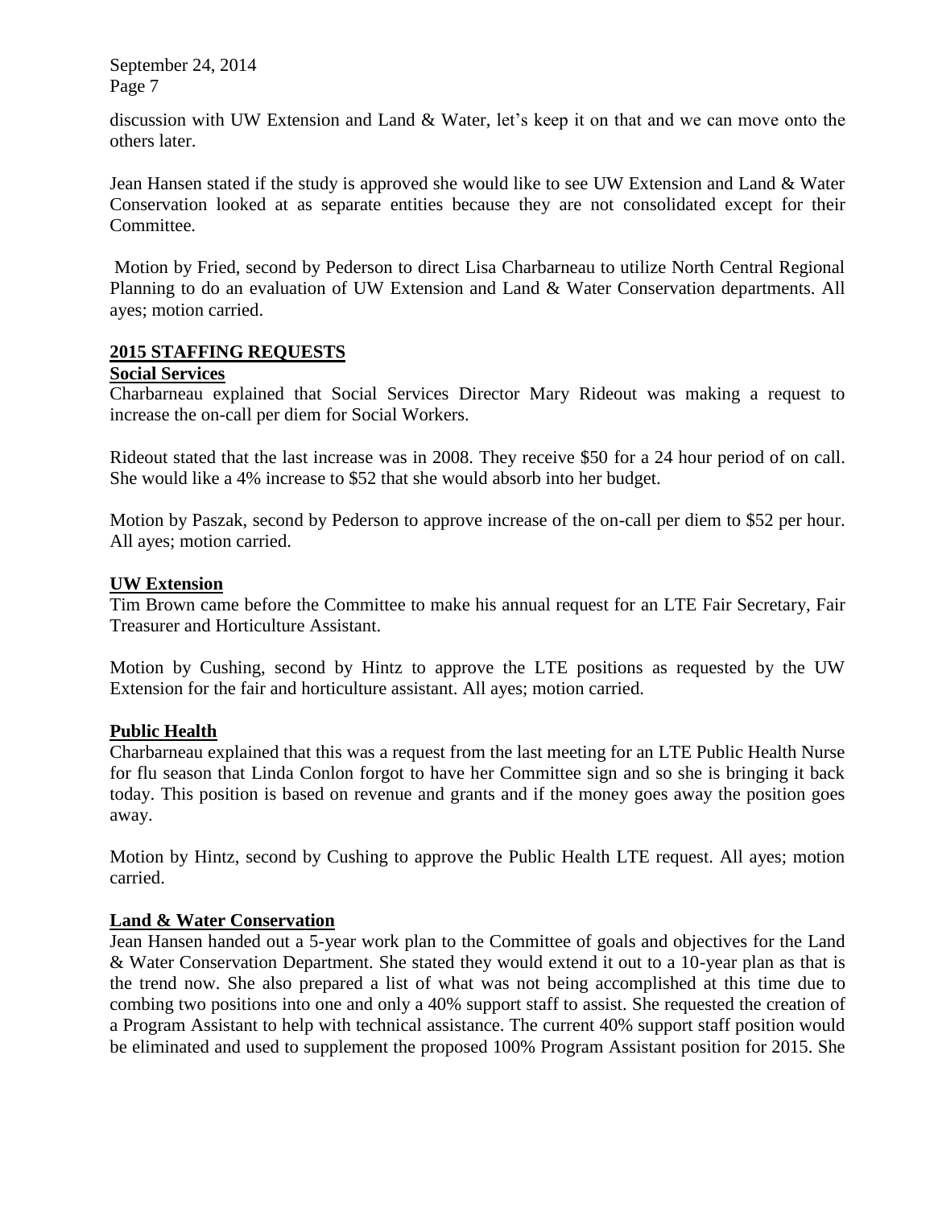discussion with UW Extension and Land & Water, let's keep it on that and we can move onto the others later.

Jean Hansen stated if the study is approved she would like to see UW Extension and Land & Water Conservation looked at as separate entities because they are not consolidated except for their Committee.

Motion by Fried, second by Pederson to direct Lisa Charbarneau to utilize North Central Regional Planning to do an evaluation of UW Extension and Land & Water Conservation departments. All ayes; motion carried.

## 2015 STAFFING REQUESTS

### Social Services

Charbarneau explained that Social Services Director Mary Rideout was making a request to increase the on-call per diem for Social Workers.

Rideout stated that the last increase was in 2008. They receive $50 for a 24 hour period of on call. She would like a 4% increase to $52 that she would absorb into her budget.

Motion by Paszak, second by Pederson to approve increase of the on-call per diem to $52 per hour. All ayes; motion carried.

### UW Extension

Tim Brown came before the Committee to make his annual request for an LTE Fair Secretary, Fair Treasurer and Horticulture Assistant.

Motion by Cushing, second by Hintz to approve the LTE positions as requested by the UW Extension for the fair and horticulture assistant. All ayes; motion carried.

### Public Health

Charbarneau explained that this was a request from the last meeting for an LTE Public Health Nurse for flu season that Linda Conlon forgot to have her Committee sign and so she is bringing it back today. This position is based on revenue and grants and if the money goes away the position goes away.

Motion by Hintz, second by Cushing to approve the Public Health LTE request. All ayes; motion carried.

### Land & Water Conservation

Jean Hansen handed out a 5-year work plan to the Committee of goals and objectives for the Land & Water Conservation Department. She stated they would extend it out to a 10-year plan as that is the trend now. She also prepared a list of what was not being accomplished at this time due to combing two positions into one and only a 40% support staff to assist. She requested the creation of a Program Assistant to help with technical assistance. The current 40% support staff position would be eliminated and used to supplement the proposed 100% Program Assistant position for 2015. She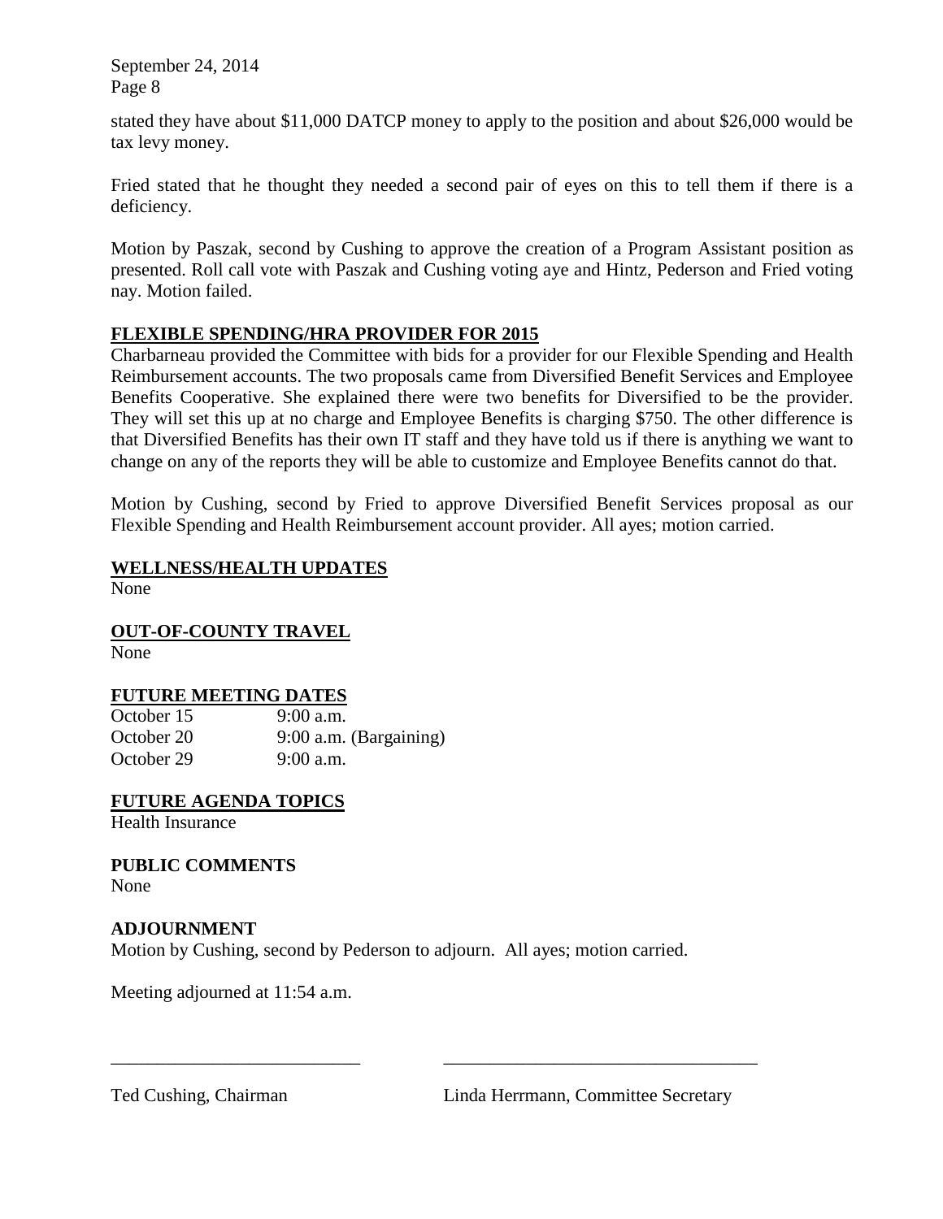stated they have about $11,000 DATCP money to apply to the position and about $26,000 would be tax levy money.

Fried stated that he thought they needed a second pair of eyes on this to tell them if there is a deficiency.

Motion by Paszak, second by Cushing to approve the creation of a Program Assistant position as presented. Roll call vote with Paszak and Cushing voting aye and Hintz, Pederson and Fried voting nay. Motion failed.

**FLEXIBLE SPENDING/HRA PROVIDER FOR 2015**

Charbarneau provided the Committee with bids for a provider for our Flexible Spending and Health Reimbursement accounts. The two proposals came from Diversified Benefit Services and Employee Benefits Cooperative. She explained there were two benefits for Diversified to be the provider. They will set this up at no charge and Employee Benefits is charging $750. The other difference is that Diversified Benefits has their own IT staff and they have told us if there is anything we want to change on any of the reports they will be able to customize and Employee Benefits cannot do that.

Motion by Cushing, second by Fried to approve Diversified Benefit Services proposal as our Flexible Spending and Health Reimbursement account provider. All ayes; motion carried.

**WELLNESS/HEALTH UPDATES**

None

**OUT-OF-COUNTY TRAVEL**

None

**FUTURE MEETING DATES**

| | |
|---|---|
| October 15 | 9:00 a.m. |
| October 20 | 9:00 a.m. (Bargaining) |
| October 29 | 9:00 a.m. |

**FUTURE AGENDA TOPICS**

Health Insurance

**PUBLIC COMMENTS**

None

**ADJOURNMENT**

Motion by Cushing, second by Pederson to adjourn. All ayes; motion carried.

Meeting adjourned at 11:54 a.m.

\_\_\_\_\_\_\_\_\_\_\_\_\_\_\_\_\_\_\_\_\_\_\_\_\_\_\_ \_\_\_\_\_\_\_\_\_\_\_\_\_\_\_\_\_\_\_\_\_\_\_\_\_\_\_\_\_\_\_\_\_\_\_

Ted Cushing, Chairman Linda Herrmann, Committee Secretary